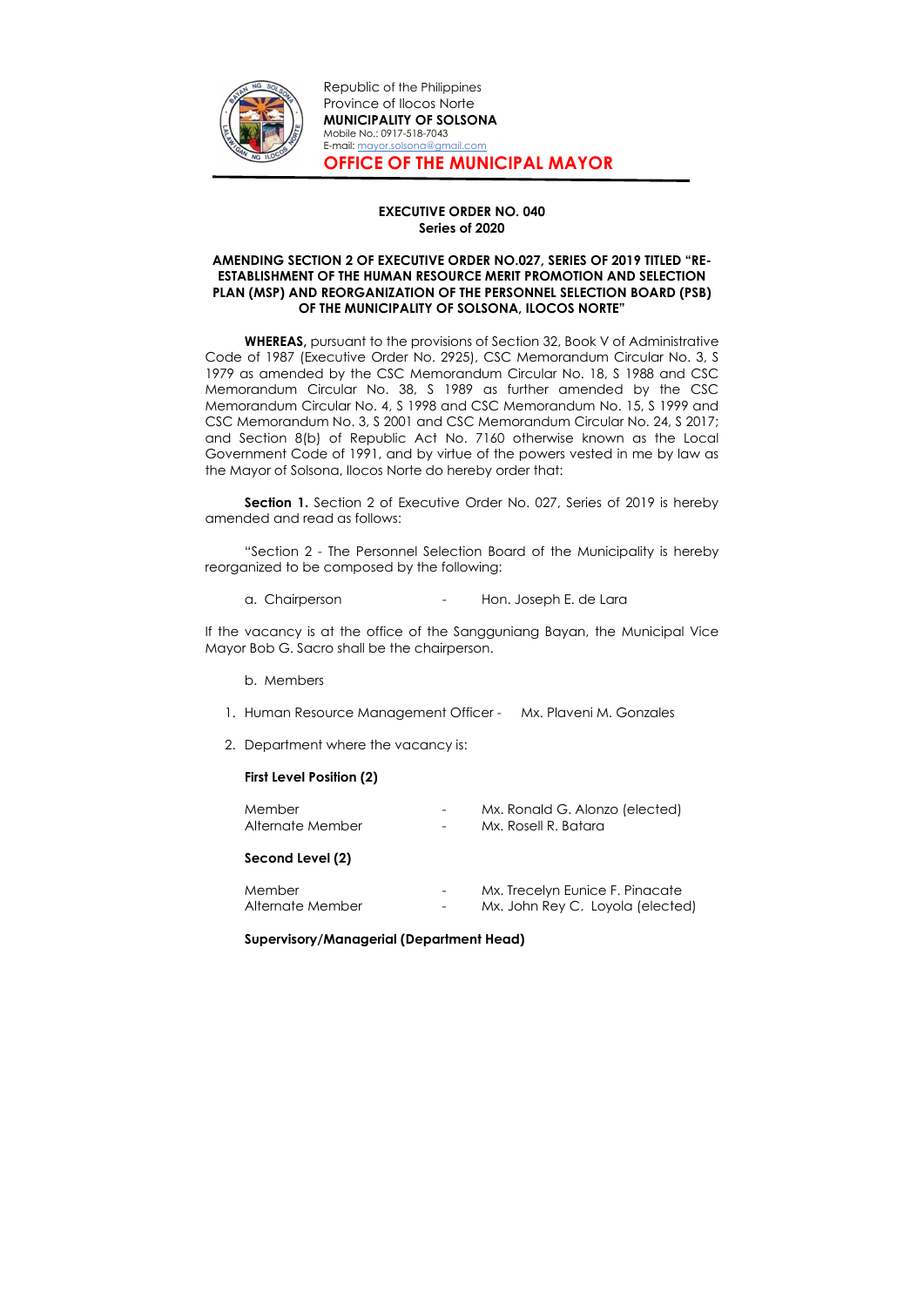Republic of the Philippines
Province of Ilocos Norte
**MUNICIPALITY OF SOLSONA**
Mobile No.: 0917-518-7043
E-mail: mayor.solsona@gmail.com

**OFFICE OF THE MUNICIPAL MAYOR**

---

**EXECUTIVE ORDER NO. 040**
**Series of 2020**

**AMENDING SECTION 2 OF EXECUTIVE ORDER NO.027, SERIES OF 2019 TITLED "RE-ESTABLISHMENT OF THE HUMAN RESOURCE MERIT PROMOTION AND SELECTION PLAN (MSP) AND REORGANIZATION OF THE PERSONNEL SELECTION BOARD (PSB) OF THE MUNICIPALITY OF SOLSONA, ILOCOS NORTE"**

**WHEREAS,** pursuant to the provisions of Section 32, Book V of Administrative Code of 1987 (Executive Order No. 2925), CSC Memorandum Circular No. 3, S 1979 as amended by the CSC Memorandum Circular No. 18, S 1988 and CSC Memorandum Circular No. 38, S 1989 as further amended by the CSC Memorandum Circular No. 4, S 1998 and CSC Memorandum No. 15, S 1999 and CSC Memorandum No. 3, S 2001 and CSC Memorandum Circular No. 24, S 2017; and Section 8(b) of Republic Act No. 7160 otherwise known as the Local Government Code of 1991, and by virtue of the powers vested in me by law as the Mayor of Solsona, Ilocos Norte do hereby order that:

**Section 1.** Section 2 of Executive Order No. 027, Series of 2019 is hereby amended and read as follows:

"Section 2 - The Personnel Selection Board of the Municipality is hereby reorganized to be composed by the following:

a. Chairperson - Hon. Joseph E. de Lara

If the vacancy is at the office of the Sangguniang Bayan, the Municipal Vice Mayor Bob G. Sacro shall be the chairperson.

b. Members

1. Human Resource Management Officer - Mx. Plaveni M. Gonzales
2. Department where the vacancy is:

**First Level Position (2)**

Member - Mx. Ronald G. Alonzo (elected)
Alternate Member - Mx. Rosell R. Batara

**Second Level (2)**

Member - Mx. Trecelyn Eunice F. Pinacate
Alternate Member - Mx. John Rey C. Loyola (elected)

**Supervisory/Managerial (Department Head)**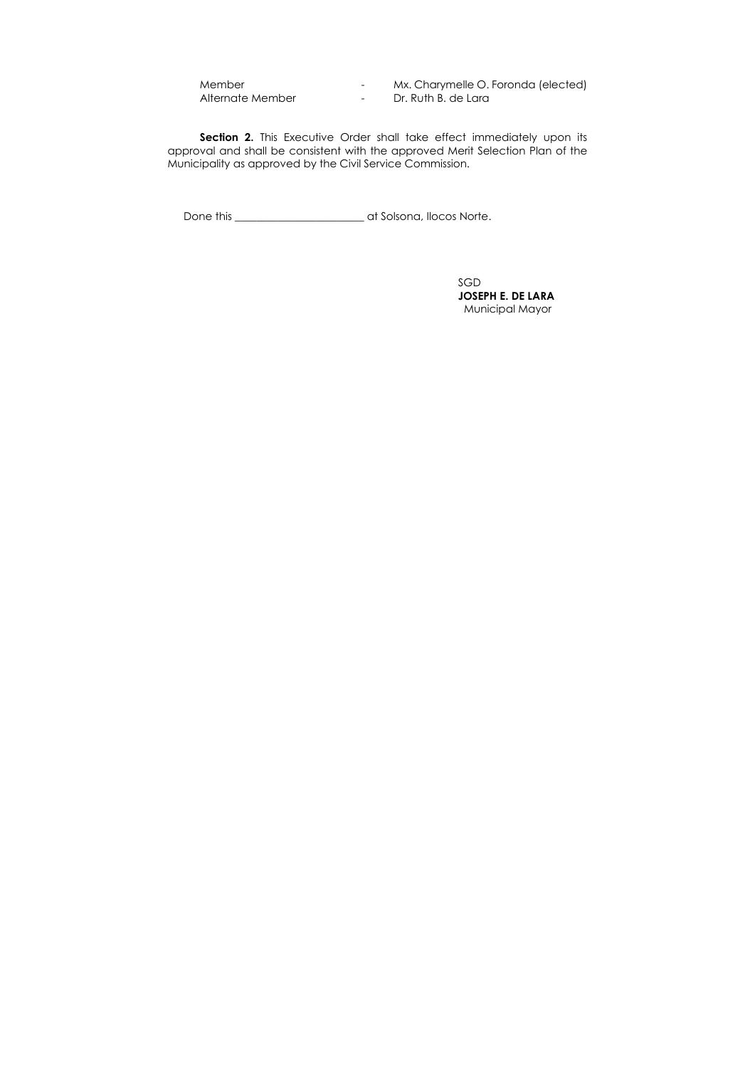| | | |
|---|---|---|
| Member | - | Mx. Charymelle O. Foronda (elected) |
| Alternate Member | - | Dr. Ruth B. de Lara |

**Section 2.** This Executive Order shall take effect immediately upon its approval and shall be consistent with the approved Merit Selection Plan of the Municipality as approved by the Civil Service Commission.

Done this ______________________ at Solsona, Ilocos Norte.

SGD
**JOSEPH E. DE LARA**
Municipal Mayor